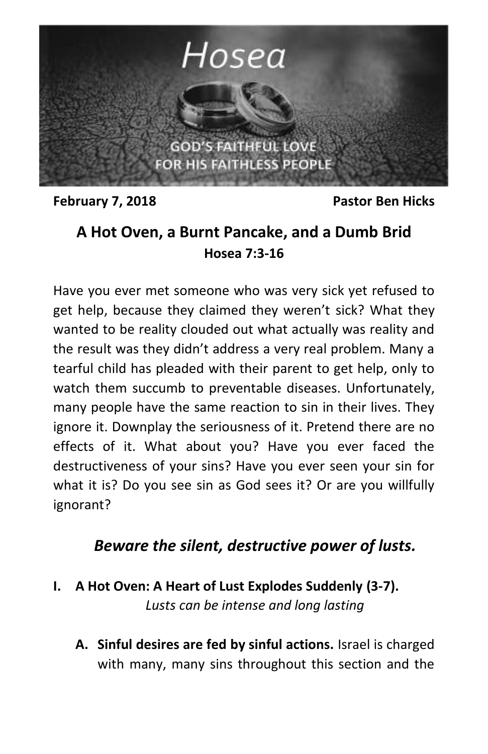# Hosea

GOD'S FAITHFUL LOVE FOR HIS FAITHLESS PEOPLE

**February 7, 2018** **Pastor Ben Hicks**

## A Hot Oven, a Burnt Pancake, and a Dumb Brid

**Hosea 7:3-16**

Have you ever met someone who was very sick yet refused to get help, because they claimed they weren't sick? What they wanted to be reality clouded out what actually was reality and the result was they didn't address a very real problem. Many a tearful child has pleaded with their parent to get help, only to watch them succumb to preventable diseases. Unfortunately, many people have the same reaction to sin in their lives. They ignore it. Downplay the seriousness of it. Pretend there are no effects of it. What about you? Have you ever faced the destructiveness of your sins? Have you ever seen your sin for what it is? Do you see sin as God sees it? Or are you willfully ignorant?

### *Beware the silent, destructive power of lusts.*

**I. A Hot Oven: A Heart of Lust Explodes Suddenly (3-7).**

*Lusts can be intense and long lasting*

**A. Sinful desires are fed by sinful actions.** Israel is charged with many, many sins throughout this section and the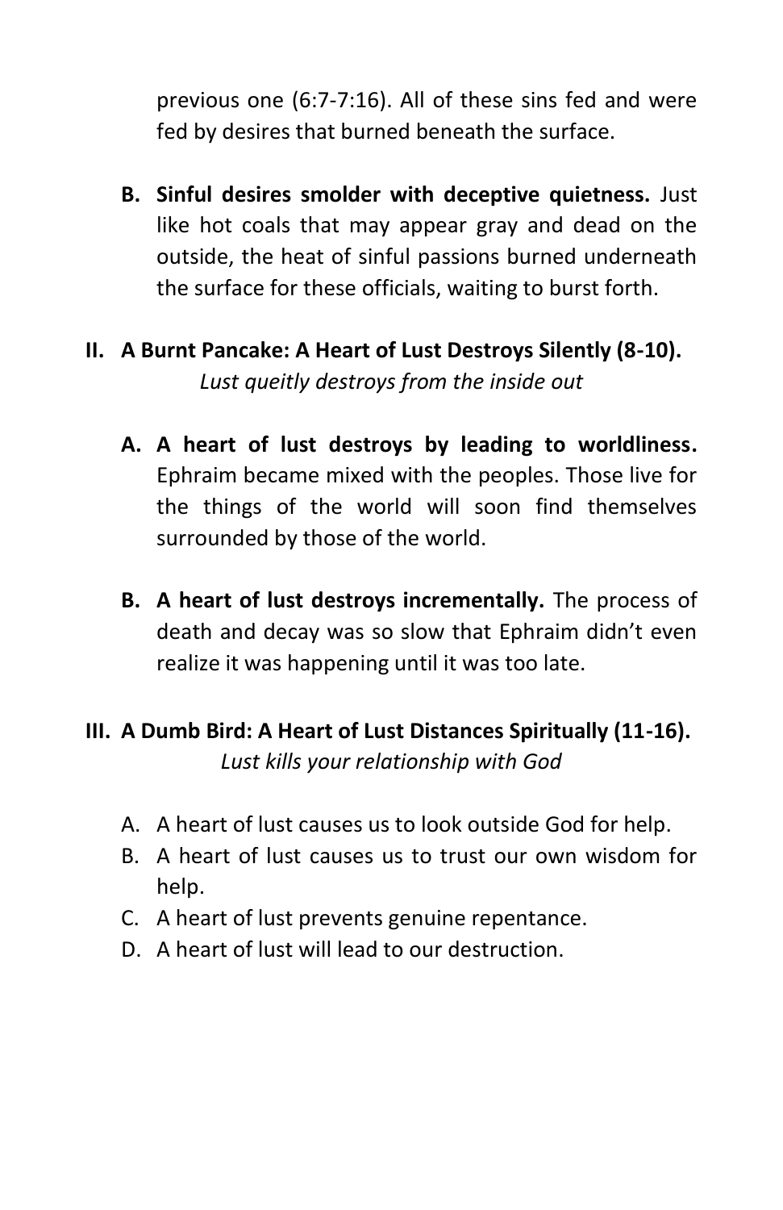previous one (6:7-7:16). All of these sins fed and were fed by desires that burned beneath the surface.

B. **Sinful desires smolder with deceptive quietness.** Just like hot coals that may appear gray and dead on the outside, the heat of sinful passions burned underneath the surface for these officials, waiting to burst forth.

## II. A Burnt Pancake: A Heart of Lust Destroys Silently (8-10).

*Lust queitly destroys from the inside out*

A. **A heart of lust destroys by leading to worldliness.** Ephraim became mixed with the peoples. Those live for the things of the world will soon find themselves surrounded by those of the world.

B. **A heart of lust destroys incrementally.** The process of death and decay was so slow that Ephraim didn't even realize it was happening until it was too late.

## III. A Dumb Bird: A Heart of Lust Distances Spiritually (11-16).

*Lust kills your relationship with God*

A. A heart of lust causes us to look outside God for help.
B. A heart of lust causes us to trust our own wisdom for help.
C. A heart of lust prevents genuine repentance.
D. A heart of lust will lead to our destruction.